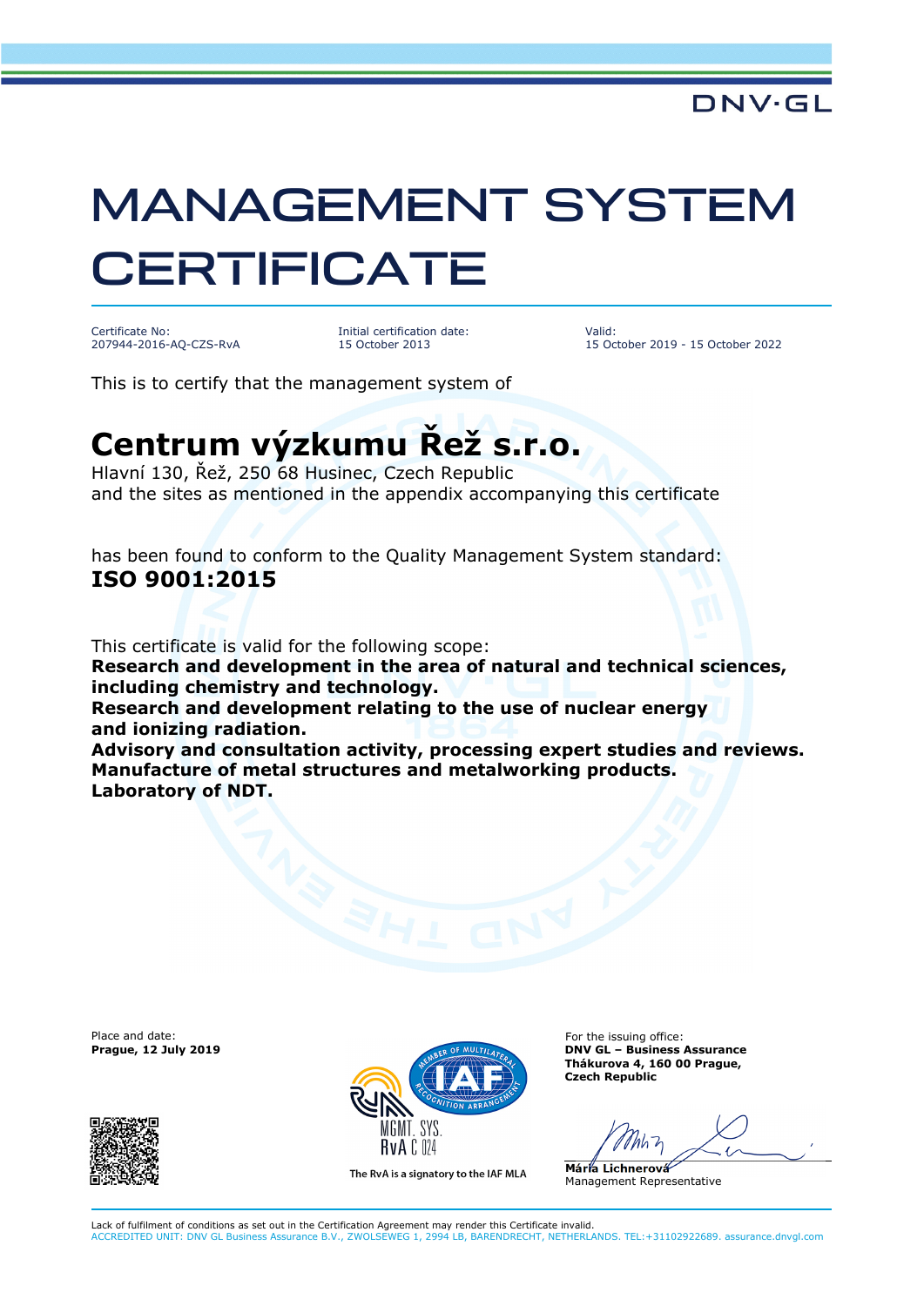DNV·GL

# MANAGEMENT SYSTEM CERTIFICATE

Certificate No:
207944-2016-AQ-CZS-RvA

Initial certification date:
15 October 2013

Valid:
15 October 2019 - 15 October 2022

This is to certify that the management system of

## Centrum výzkumu Řež s.r.o.

Hlavní 130, Řež, 250 68 Husinec, Czech Republic
and the sites as mentioned in the appendix accompanying this certificate

has been found to conform to the Quality Management System standard:
**ISO 9001:2015**

This certificate is valid for the following scope:
**Research and development in the area of natural and technical sciences, including chemistry and technology.**
**Research and development relating to the use of nuclear energy and ionizing radiation.**
**Advisory and consultation activity, processing expert studies and reviews.**
**Manufacture of metal structures and metalworking products.**
**Laboratory of NDT.**

Place and date:
**Prague, 12 July 2019**

MGMT. SYS.
RvA C 024
The RvA is a signatory to the IAF MLA

For the issuing office:
**DNV GL – Business Assurance**
**Thákurova 4, 160 00 Prague,**
**Czech Republic**

**Mária Lichnerová**
Management Representative

Lack of fulfilment of conditions as set out in the Certification Agreement may render this Certificate invalid.
ACCREDITED UNIT: DNV GL Business Assurance B.V., ZWOLSEWEG 1, 2994 LB, BARENDRECHT, NETHERLANDS. TEL:+31102922689. assurance.dnvgl.com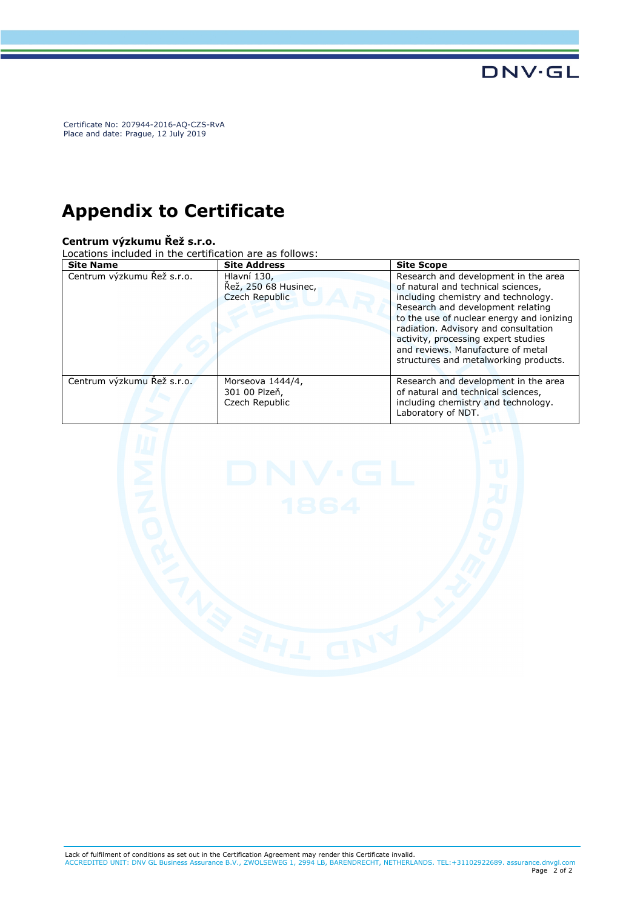Certificate No: 207944-2016-AQ-CZS-RvA
Place and date: Prague, 12 July 2019

# Appendix to Certificate

**Centrum výzkumu Řež s.r.o.**

Locations included in the certification are as follows:

| Site Name | Site Address | Site Scope |
|---|---|---|
| Centrum výzkumu Řež s.r.o. | Hlavní 130, Řež, 250 68 Husinec, Czech Republic | Research and development in the area of natural and technical sciences, including chemistry and technology. Research and development relating to the use of nuclear energy and ionizing radiation. Advisory and consultation activity, processing expert studies and reviews. Manufacture of metal structures and metalworking products. |
| Centrum výzkumu Řež s.r.o. | Morseova 1444/4, 301 00 Plzeň, Czech Republic | Research and development in the area of natural and technical sciences, including chemistry and technology. Laboratory of NDT. |

Lack of fulfilment of conditions as set out in the Certification Agreement may render this Certificate invalid.
ACCREDITED UNIT: DNV GL Business Assurance B.V., ZWOLSEWEG 1, 2994 LB, BARENDRECHT, NETHERLANDS. TEL:+31102922689. assurance.dnvgl.com